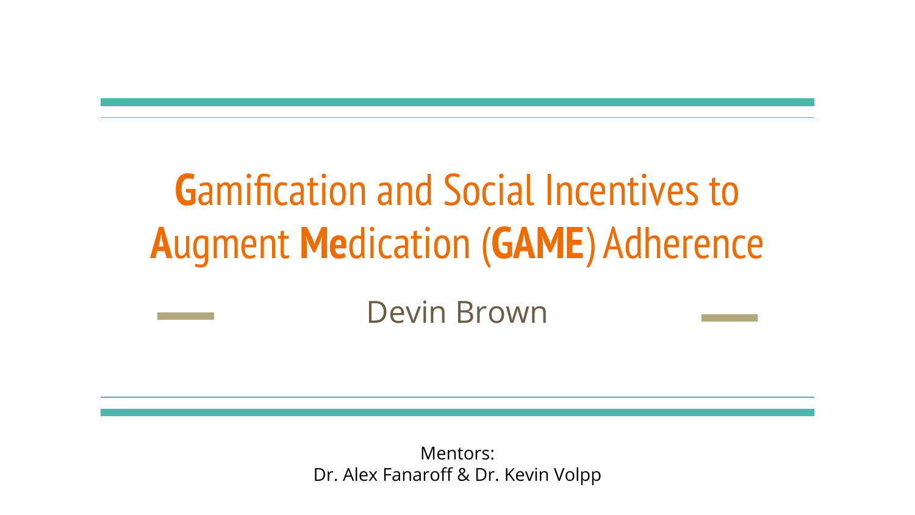# **G**amification and Social Incentives to **A**ugment **Me**dication (**GAME**) Adherence

Devin Brown

Mentors:
Dr. Alex Fanaroff & Dr. Kevin Volpp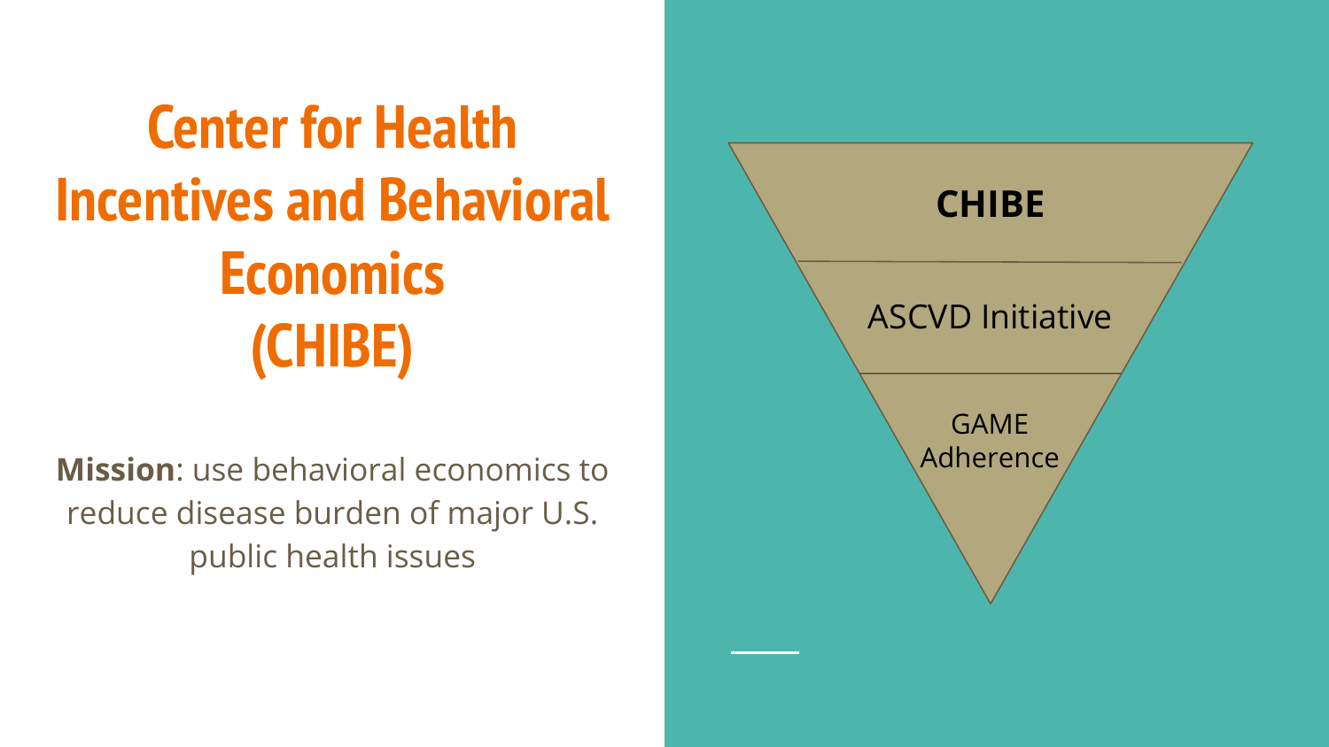# Center for Health Incentives and Behavioral Economics (CHIBE)

**Mission**: use behavioral economics to reduce disease burden of major U.S. public health issues

**CHIBE**

ASCVD Initiative

GAME Adherence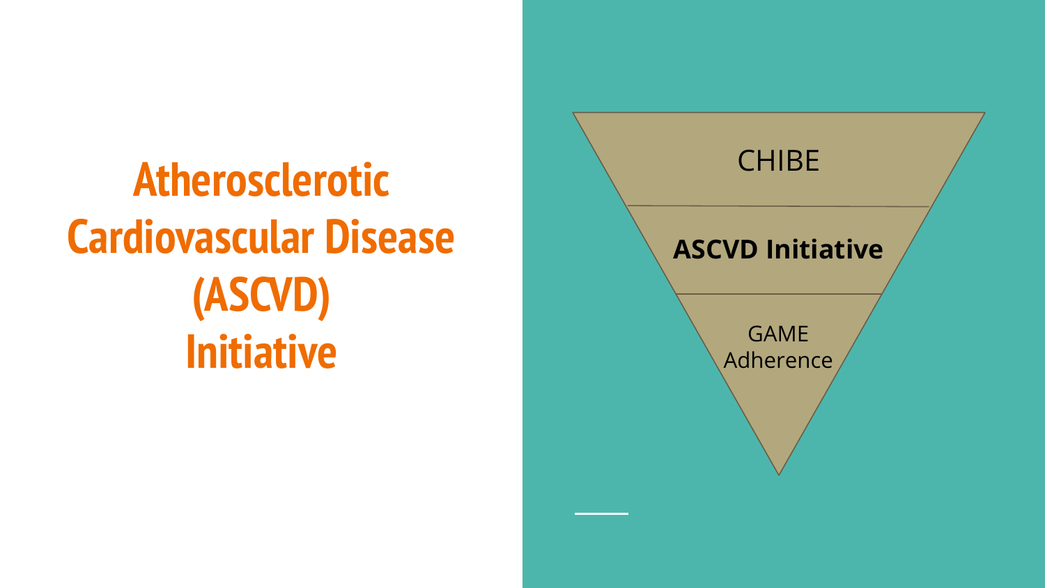# Atherosclerotic Cardiovascular Disease (ASCVD) Initiative

CHIBE

**ASCVD Initiative**

GAME Adherence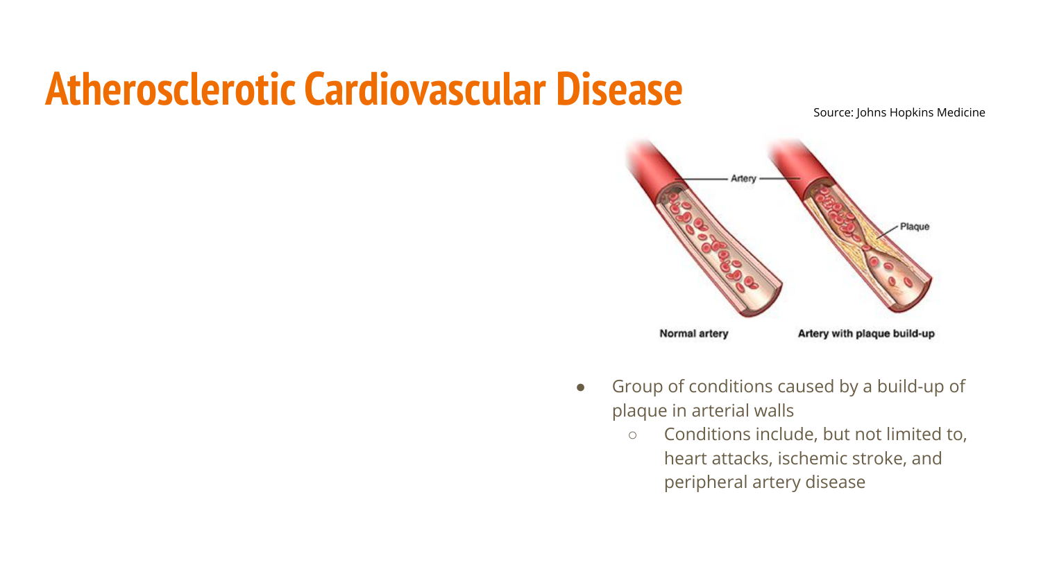# Atherosclerotic Cardiovascular Disease

Source: Johns Hopkins Medicine

- Group of conditions caused by a build-up of plaque in arterial walls
  - Conditions include, but not limited to, heart attacks, ischemic stroke, and peripheral artery disease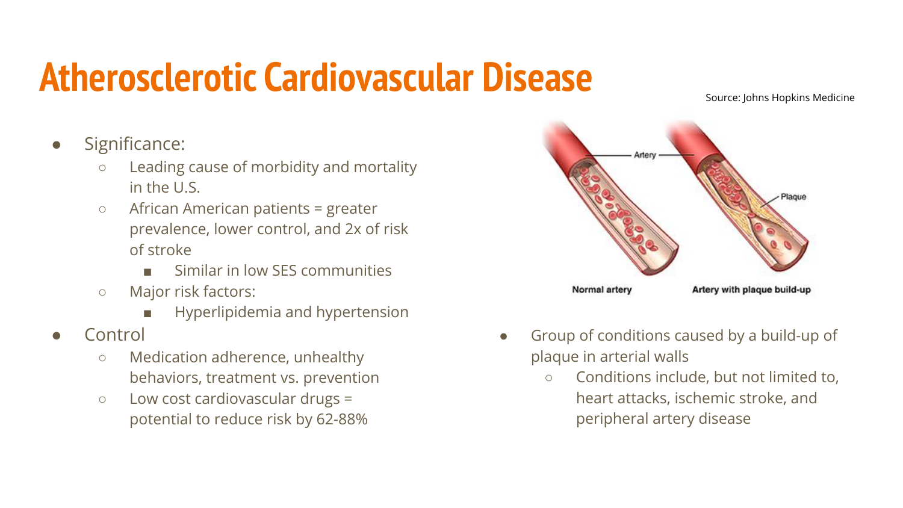# Atherosclerotic Cardiovascular Disease

Source: Johns Hopkins Medicine

- Significance:
  - Leading cause of morbidity and mortality in the U.S.
  - African American patients = greater prevalence, lower control, and 2x of risk of stroke
    - Similar in low SES communities
  - Major risk factors:
    - Hyperlipidemia and hypertension
- Control
  - Medication adherence, unhealthy behaviors, treatment vs. prevention
  - Low cost cardiovascular drugs = potential to reduce risk by 62-88%

Normal artery | Artery with plaque build-up

- Group of conditions caused by a build-up of plaque in arterial walls
  - Conditions include, but not limited to, heart attacks, ischemic stroke, and peripheral artery disease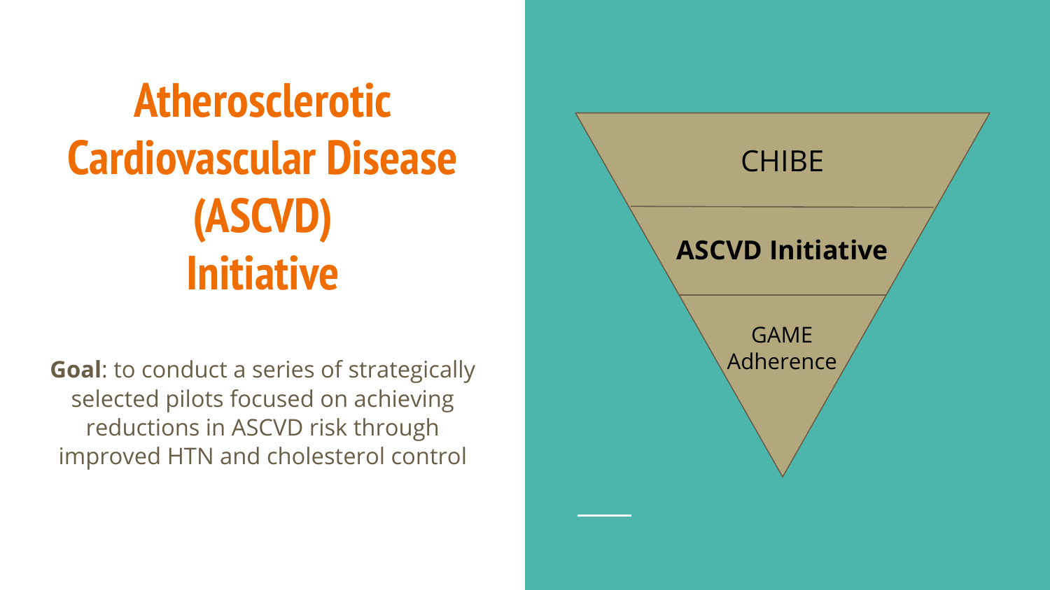# Atherosclerotic Cardiovascular Disease (ASCVD) Initiative

**Goal**: to conduct a series of strategically selected pilots focused on achieving reductions in ASCVD risk through improved HTN and cholesterol control

- CHIBE
- **ASCVD Initiative**
- GAME Adherence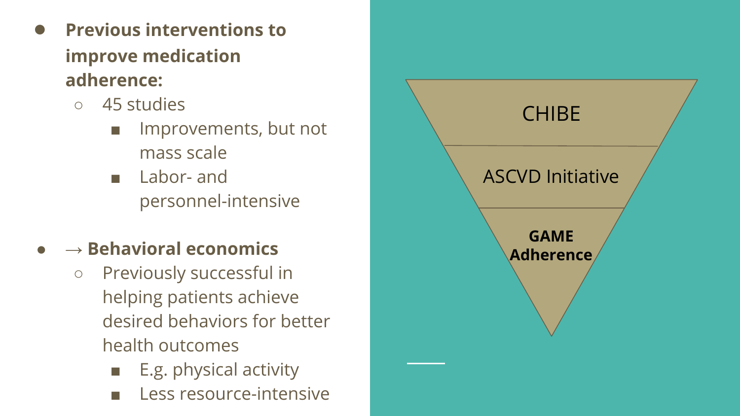- **Previous interventions to improve medication adherence:**
  - 45 studies
    - Improvements, but not mass scale
    - Labor- and personnel-intensive

- → **Behavioral economics**
  - Previously successful in helping patients achieve desired behaviors for better health outcomes
    - E.g. physical activity
    - Less resource-intensive

CHIBE

ASCVD Initiative

**GAME Adherence**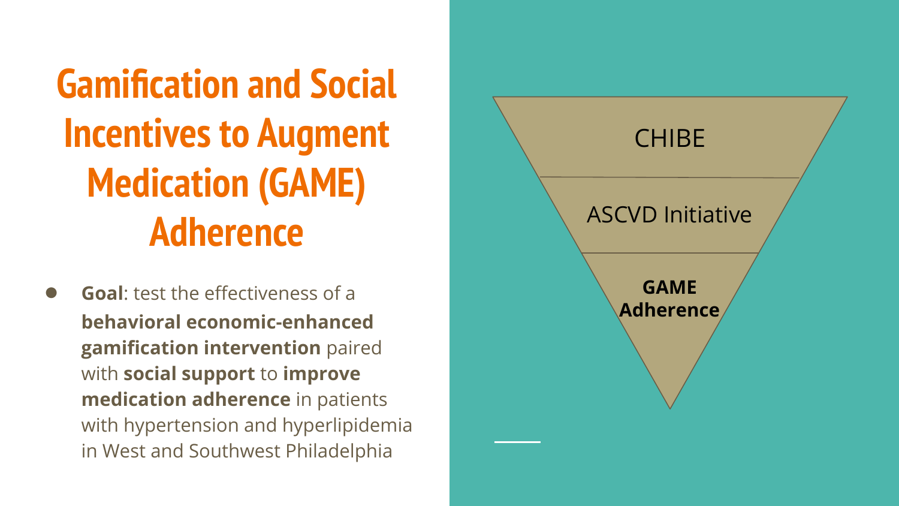# Gamification and Social Incentives to Augment Medication (GAME) Adherence

- **Goal**: test the effectiveness of a **behavioral economic-enhanced gamification intervention** paired with **social support** to **improve medication adherence** in patients with hypertension and hyperlipidemia in West and Southwest Philadelphia

CHIBE

ASCVD Initiative

**GAME Adherence**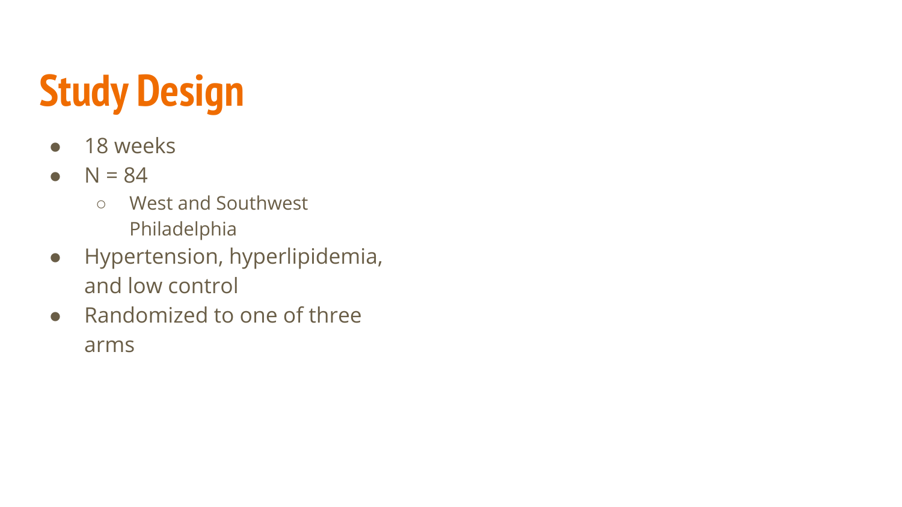# Study Design

- 18 weeks
- N = 84
  - West and Southwest Philadelphia
- Hypertension, hyperlipidemia, and low control
- Randomized to one of three arms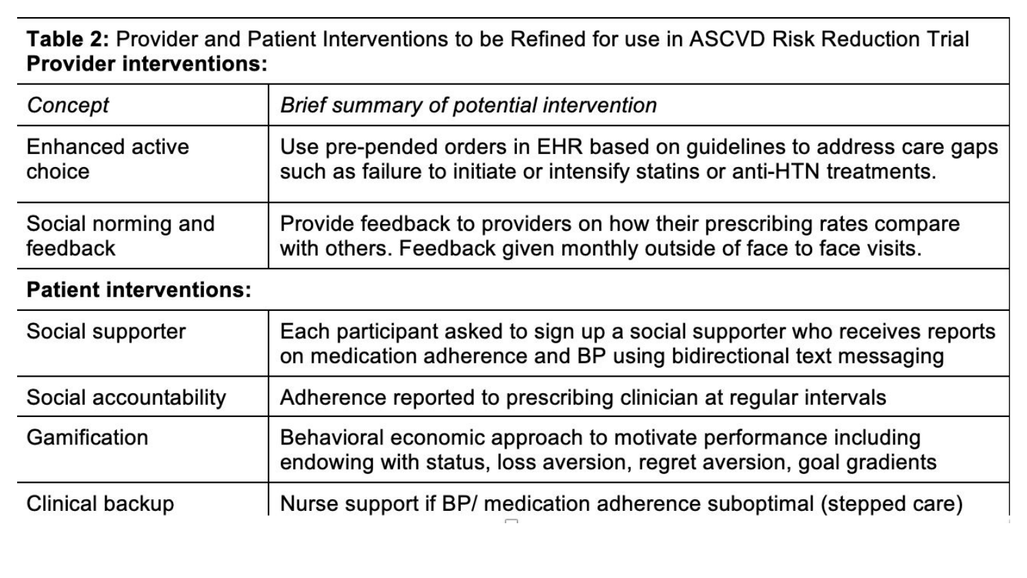**Table 2:** Provider and Patient Interventions to be Refined for use in ASCVD Risk Reduction Trial

| **Provider interventions:** | |
|---|---|
| *Concept* | *Brief summary of potential intervention* |
| Enhanced active choice | Use pre-pended orders in EHR based on guidelines to address care gaps such as failure to initiate or intensify statins or anti-HTN treatments. |
| Social norming and feedback | Provide feedback to providers on how their prescribing rates compare with others. Feedback given monthly outside of face to face visits. |
| **Patient interventions:** | |
| Social supporter | Each participant asked to sign up a social supporter who receives reports on medication adherence and BP using bidirectional text messaging |
| Social accountability | Adherence reported to prescribing clinician at regular intervals |
| Gamification | Behavioral economic approach to motivate performance including endowing with status, loss aversion, regret aversion, goal gradients |
| Clinical backup | Nurse support if BP/ medication adherence suboptimal (stepped care) |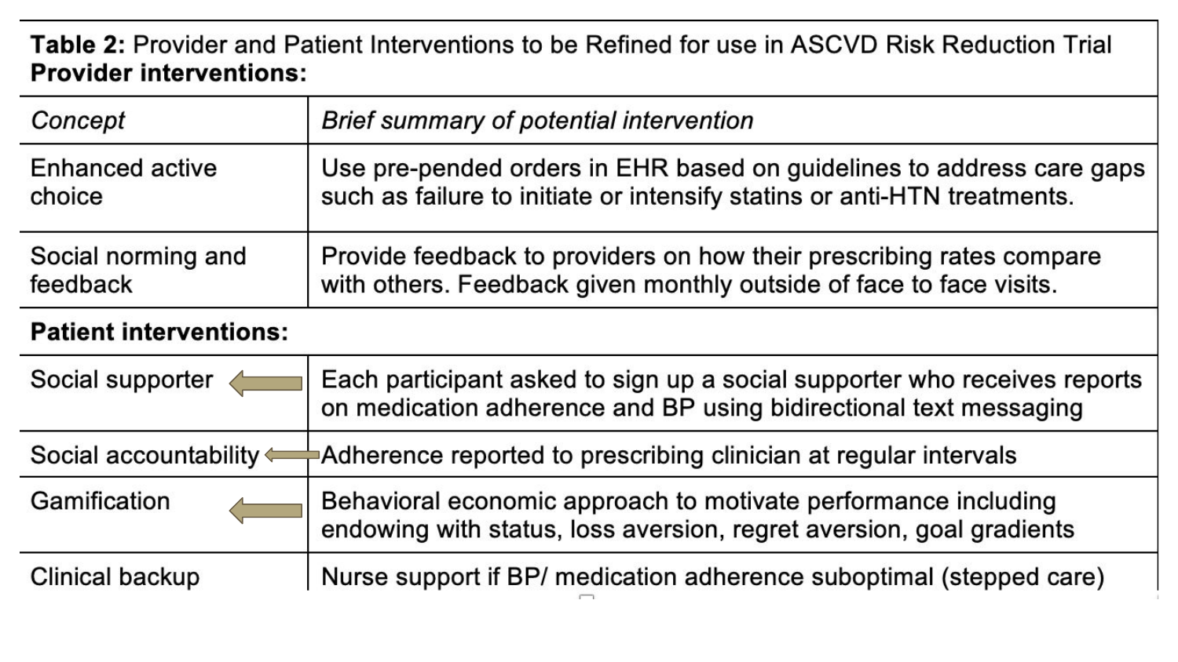**Table 2:** Provider and Patient Interventions to be Refined for use in ASCVD Risk Reduction Trial

| **Provider interventions:** | |
|---|---|
| *Concept* | *Brief summary of potential intervention* |
| Enhanced active choice | Use pre-pended orders in EHR based on guidelines to address care gaps such as failure to initiate or intensify statins or anti-HTN treatments. |
| Social norming and feedback | Provide feedback to providers on how their prescribing rates compare with others. Feedback given monthly outside of face to face visits. |
| **Patient interventions:** | |
| Social supporter | Each participant asked to sign up a social supporter who receives reports on medication adherence and BP using bidirectional text messaging |
| Social accountability | Adherence reported to prescribing clinician at regular intervals |
| Gamification | Behavioral economic approach to motivate performance including endowing with status, loss aversion, regret aversion, goal gradients |
| Clinical backup | Nurse support if BP/ medication adherence suboptimal (stepped care) |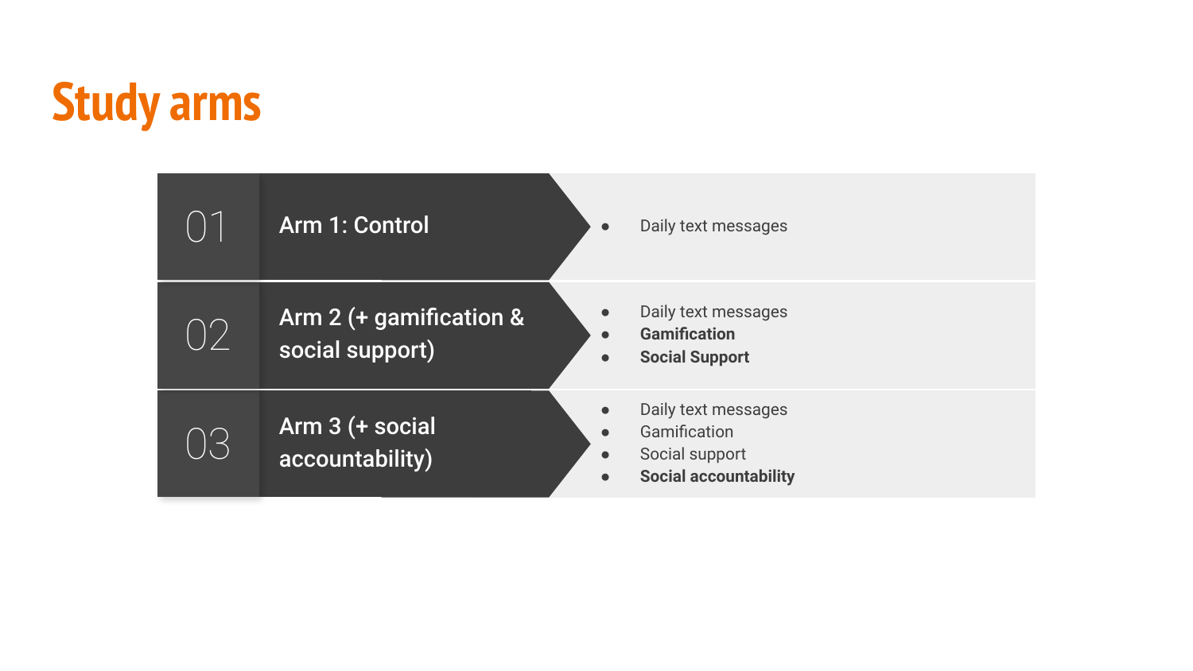# Study arms

## 01 Arm 1: Control

- Daily text messages

## 02 Arm 2 (+ gamification & social support)

- Daily text messages
- **Gamification**
- **Social Support**

## 03 Arm 3 (+ social accountability)

- Daily text messages
- Gamification
- Social support
- **Social accountability**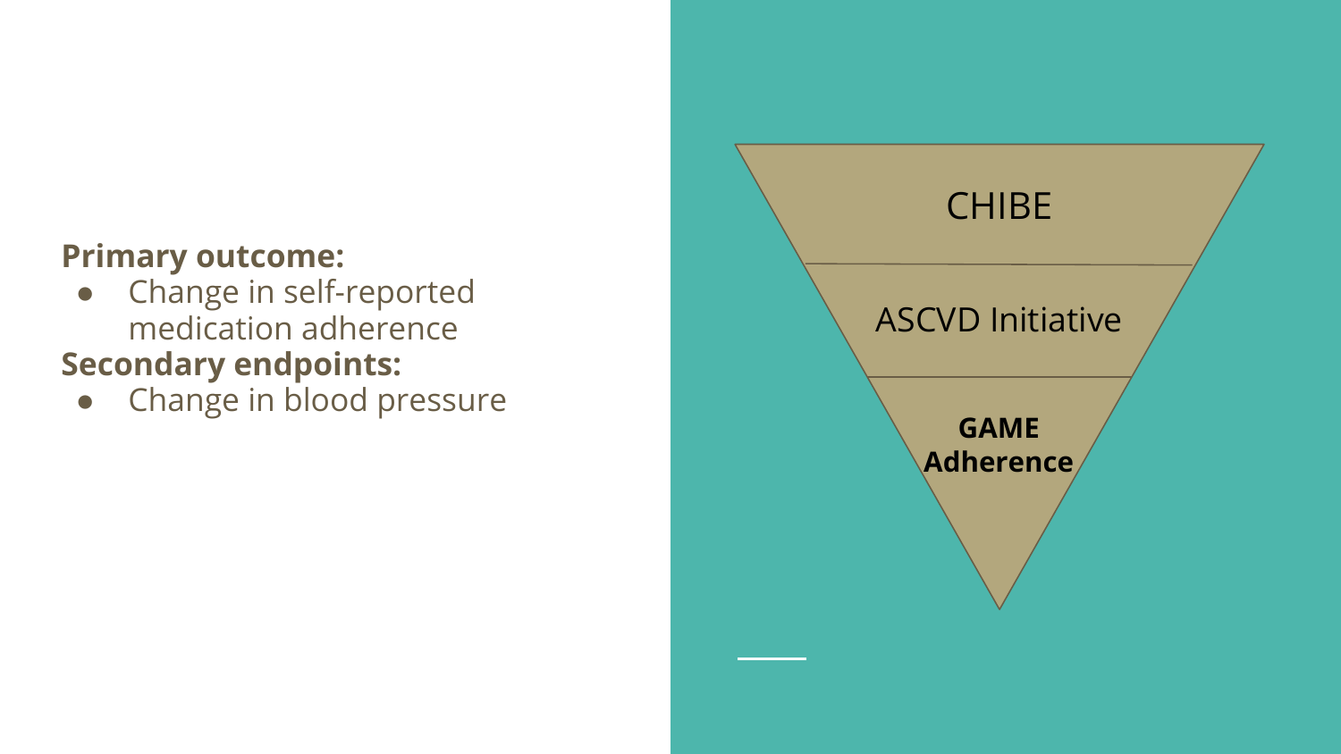**Primary outcome:**

- Change in self-reported medication adherence

**Secondary endpoints:**

- Change in blood pressure

CHIBE

ASCVD Initiative

**GAME Adherence**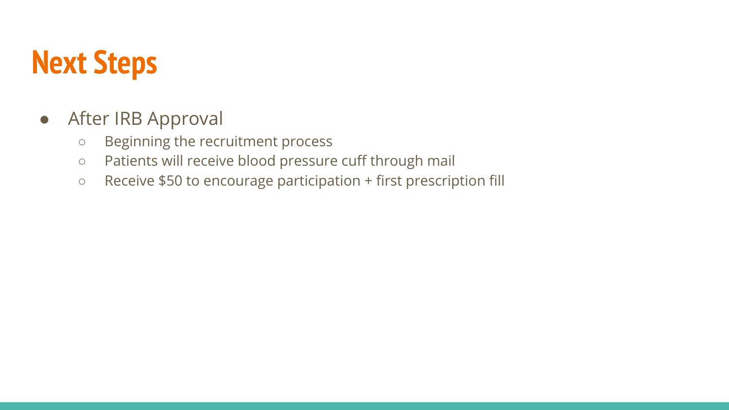# Next Steps

- After IRB Approval
  - Beginning the recruitment process
  - Patients will receive blood pressure cuff through mail
  - Receive $50 to encourage participation + first prescription fill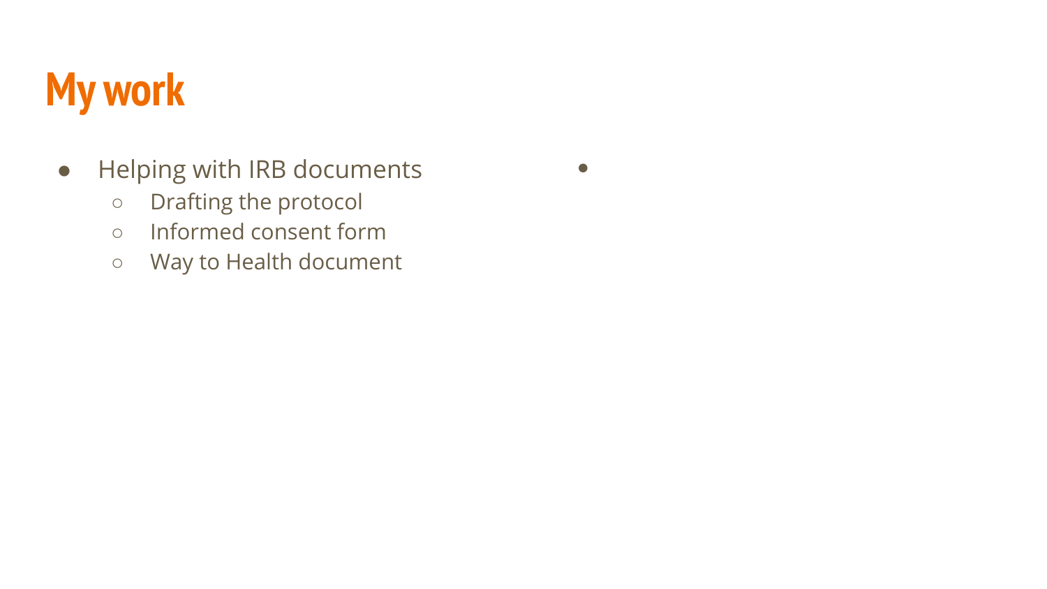# My work

- Helping with IRB documents
  - Drafting the protocol
  - Informed consent form
  - Way to Health document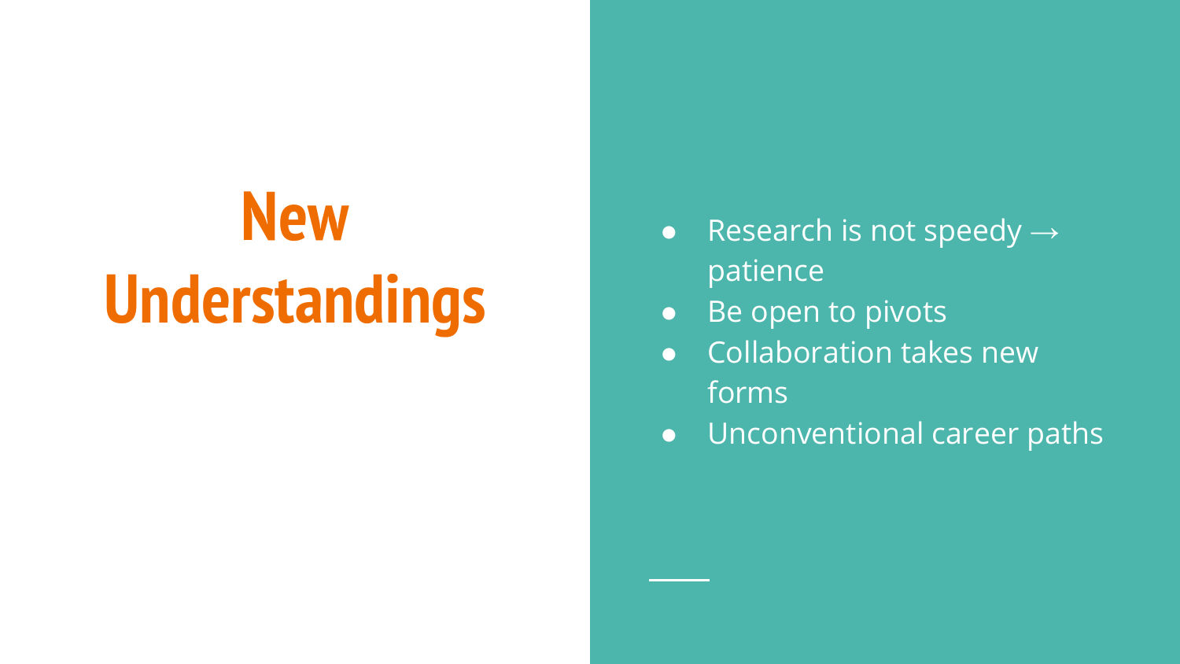# New Understandings

- Research is not speedy → patience
- Be open to pivots
- Collaboration takes new forms
- Unconventional career paths